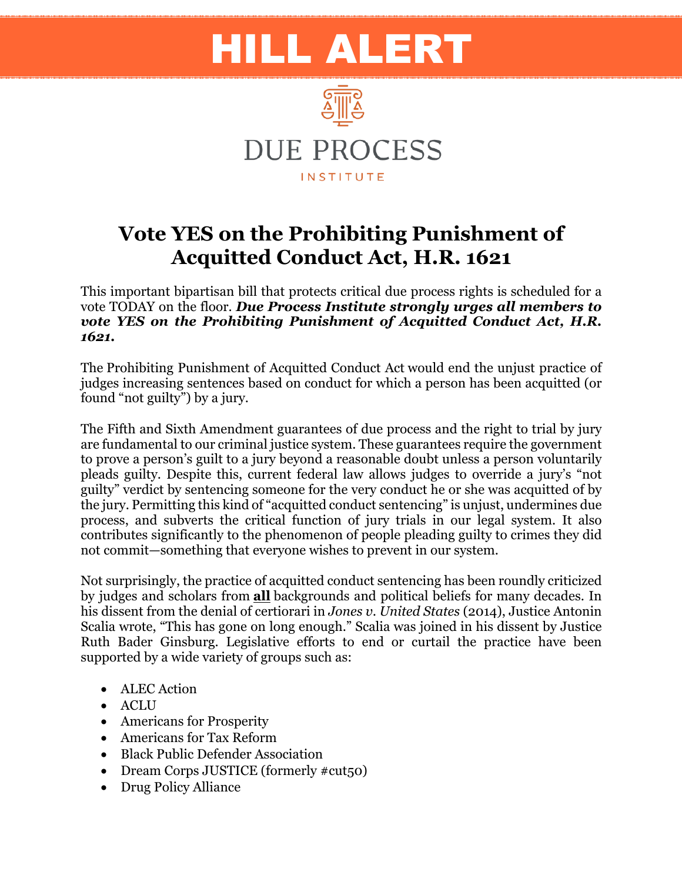# HILL ALERT

DUE PROCESS

INSTITUTE

## Vote YES on the Prohibiting Punishment of Acquitted Conduct Act, H.R. 1621

This important bipartisan bill that protects critical due process rights is scheduled for a vote TODAY on the floor. ***Due Process Institute strongly urges all members to vote YES on the Prohibiting Punishment of Acquitted Conduct Act, H.R. 1621.***

The Prohibiting Punishment of Acquitted Conduct Act would end the unjust practice of judges increasing sentences based on conduct for which a person has been acquitted (or found "not guilty") by a jury.

The Fifth and Sixth Amendment guarantees of due process and the right to trial by jury are fundamental to our criminal justice system. These guarantees require the government to prove a person's guilt to a jury beyond a reasonable doubt unless a person voluntarily pleads guilty. Despite this, current federal law allows judges to override a jury's "not guilty" verdict by sentencing someone for the very conduct he or she was acquitted of by the jury. Permitting this kind of "acquitted conduct sentencing" is unjust, undermines due process, and subverts the critical function of jury trials in our legal system. It also contributes significantly to the phenomenon of people pleading guilty to crimes they did not commit—something that everyone wishes to prevent in our system.

Not surprisingly, the practice of acquitted conduct sentencing has been roundly criticized by judges and scholars from **all** backgrounds and political beliefs for many decades. In his dissent from the denial of certiorari in *Jones v. United States* (2014), Justice Antonin Scalia wrote, "This has gone on long enough." Scalia was joined in his dissent by Justice Ruth Bader Ginsburg. Legislative efforts to end or curtail the practice have been supported by a wide variety of groups such as:

- ALEC Action
- ACLU
- Americans for Prosperity
- Americans for Tax Reform
- Black Public Defender Association
- Dream Corps JUSTICE (formerly #cut50)
- Drug Policy Alliance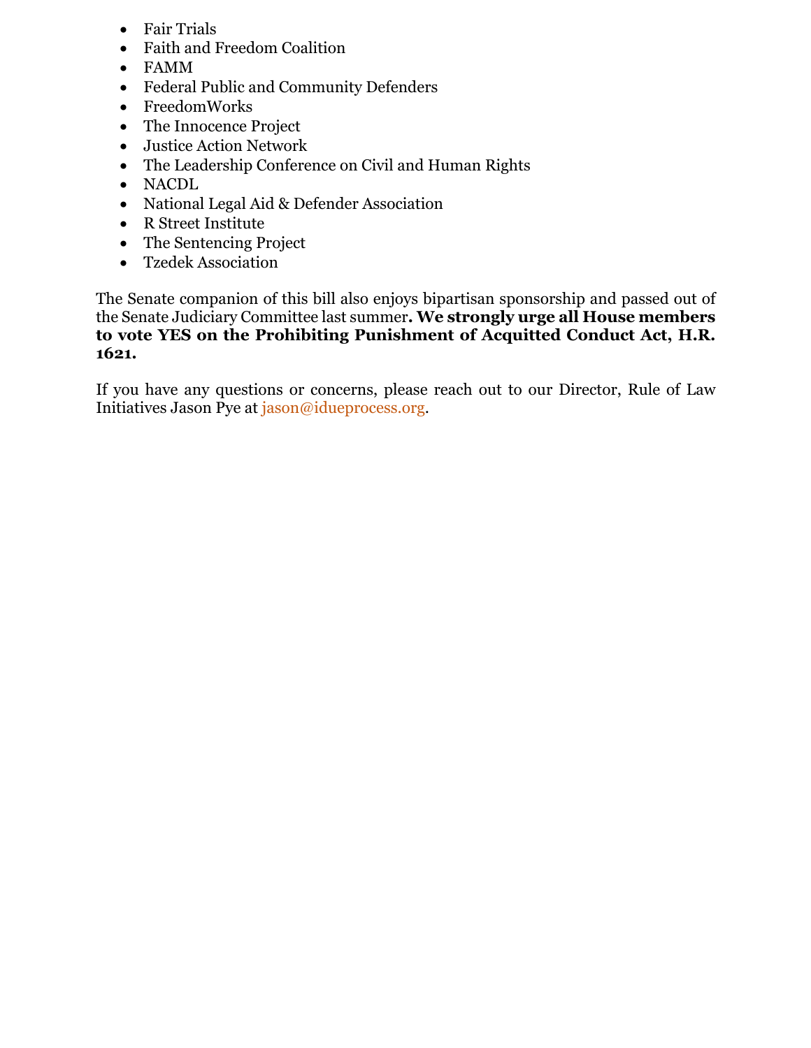- Fair Trials
- Faith and Freedom Coalition
- FAMM
- Federal Public and Community Defenders
- FreedomWorks
- The Innocence Project
- Justice Action Network
- The Leadership Conference on Civil and Human Rights
- NACDL
- National Legal Aid & Defender Association
- R Street Institute
- The Sentencing Project
- Tzedek Association

The Senate companion of this bill also enjoys bipartisan sponsorship and passed out of the Senate Judiciary Committee last summer**. We strongly urge all House members to vote YES on the Prohibiting Punishment of Acquitted Conduct Act, H.R. 1621.**

If you have any questions or concerns, please reach out to our Director, Rule of Law Initiatives Jason Pye at jason@idueprocess.org.